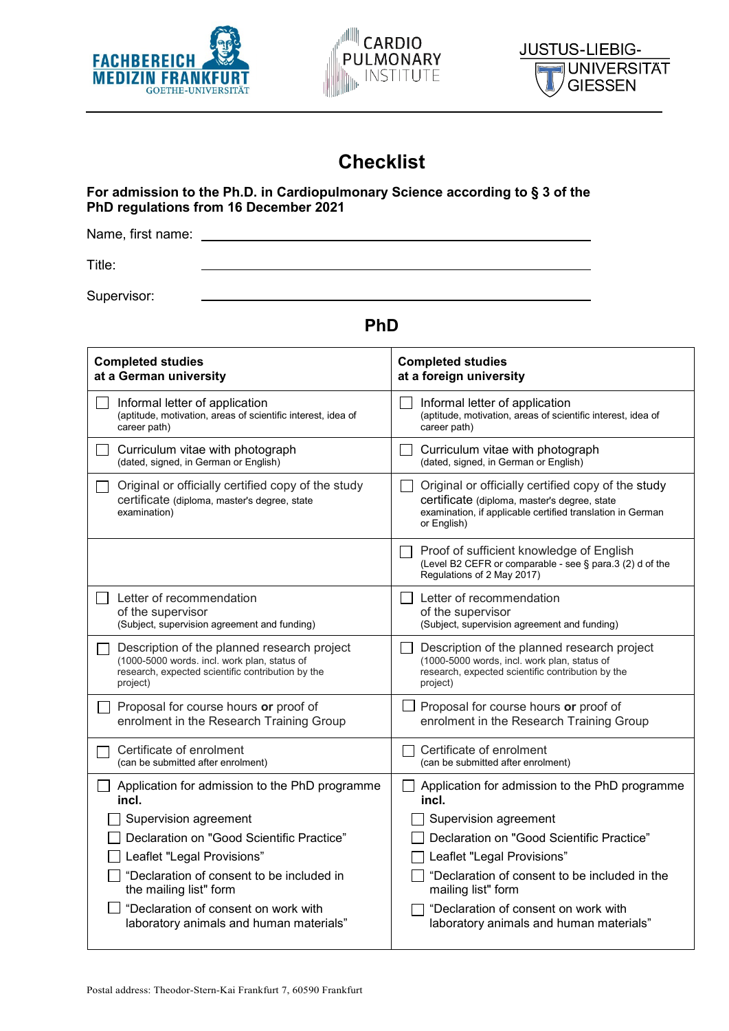FACHBEREICH MEDIZIN FRANKFURT
GOETHE-UNIVERSITÄT

CARDIO PULMONARY INSTITUTE

JUSTUS-LIEBIG-UNIVERSITÄT GIESSEN

# Checklist

**For admission to the Ph.D. in Cardiopulmonary Science according to § 3 of the PhD regulations from 16 December 2021**

Name, first name: ____________________

Title: ____________________

Supervisor: ____________________

## PhD

| **Completed studies at a German university** | **Completed studies at a foreign university** |
|---|---|
| ☐ Informal letter of application (aptitude, motivation, areas of scientific interest, idea of career path) | ☐ Informal letter of application (aptitude, motivation, areas of scientific interest, idea of career path) |
| ☐ Curriculum vitae with photograph (dated, signed, in German or English) | ☐ Curriculum vitae with photograph (dated, signed, in German or English) |
| ☐ Original or officially certified copy of the study certificate (diploma, master's degree, state examination) | ☐ Original or officially certified copy of the study certificate (diploma, master's degree, state examination, if applicable certified translation in German or English) |
| | ☐ Proof of sufficient knowledge of English (Level B2 CEFR or comparable - see § para.3 (2) d of the Regulations of 2 May 2017) |
| ☐ Letter of recommendation of the supervisor (Subject, supervision agreement and funding) | ☐ Letter of recommendation of the supervisor (Subject, supervision agreement and funding) |
| ☐ Description of the planned research project (1000-5000 words. incl. work plan, status of research, expected scientific contribution by the project) | ☐ Description of the planned research project (1000-5000 words, incl. work plan, status of research, expected scientific contribution by the project) |
| ☐ Proposal for course hours **or** proof of enrolment in the Research Training Group | ☐ Proposal for course hours **or** proof of enrolment in the Research Training Group |
| ☐ Certificate of enrolment (can be submitted after enrolment) | ☐ Certificate of enrolment (can be submitted after enrolment) |
| ☐ Application for admission to the PhD programme **incl.**<br>☐ Supervision agreement<br>☐ Declaration on "Good Scientific Practice"<br>☐ Leaflet "Legal Provisions"<br>☐ "Declaration of consent to be included in the mailing list" form<br>☐ "Declaration of consent on work with laboratory animals and human materials" | ☐ Application for admission to the PhD programme **incl.**<br>☐ Supervision agreement<br>☐ Declaration on "Good Scientific Practice"<br>☐ Leaflet "Legal Provisions"<br>☐ "Declaration of consent to be included in the mailing list" form<br>☐ "Declaration of consent on work with laboratory animals and human materials" |

Postal address: Theodor-Stern-Kai Frankfurt 7, 60590 Frankfurt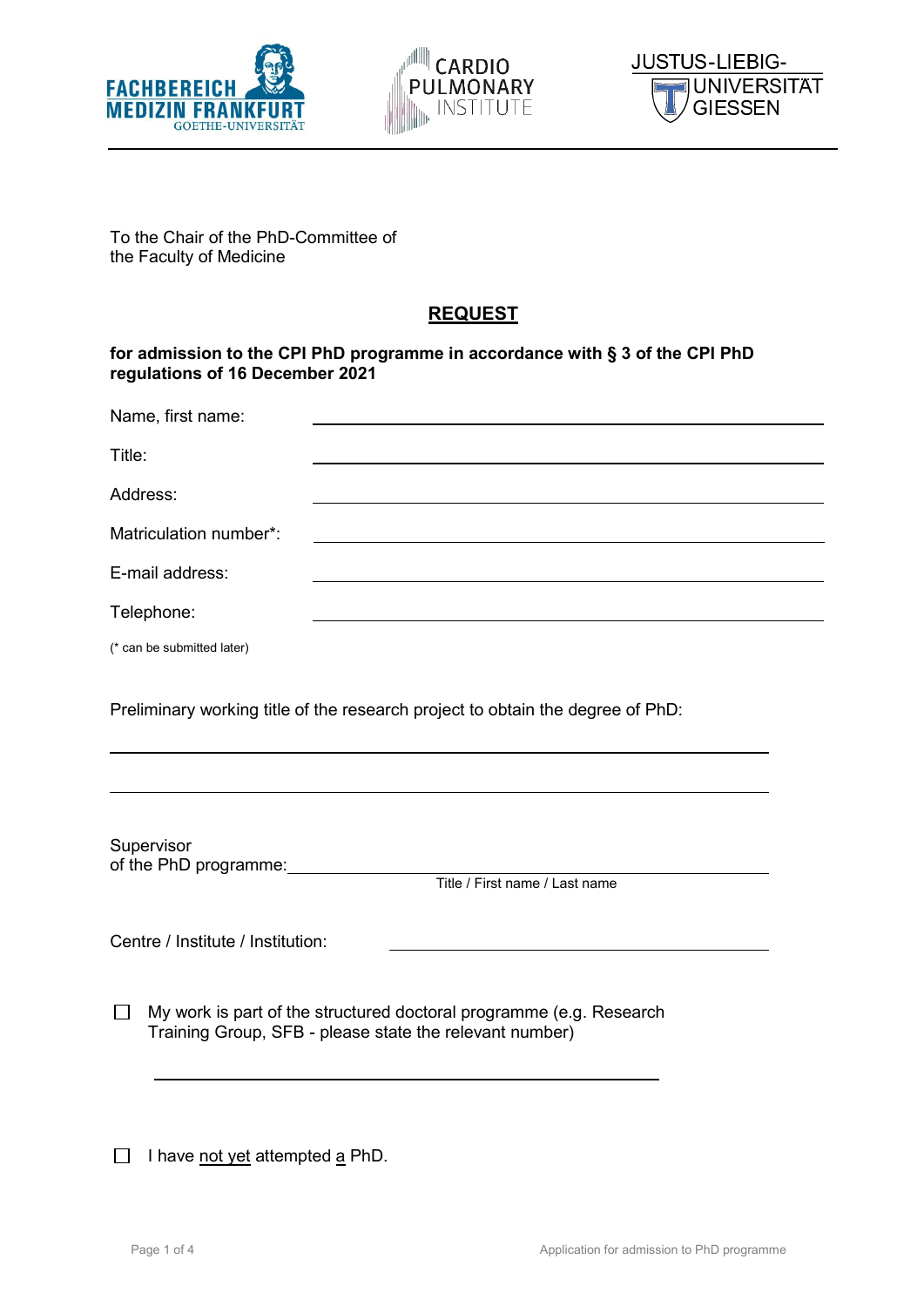FACHBEREICH MEDIZIN FRANKFURT GOETHE-UNIVERSITÄT | CARDIO PULMONARY INSTITUTE | JUSTUS-LIEBIG-UNIVERSITÄT GIESSEN

To the Chair of the PhD-Committee of
the Faculty of Medicine

# REQUEST

**for admission to the CPI PhD programme in accordance with § 3 of the CPI PhD regulations of 16 December 2021**

Name, first name: ______________________________

Title: ______________________________

Address: ______________________________

Matriculation number*: ______________________________

E-mail address: ______________________________

Telephone: ______________________________

(* can be submitted later)

Preliminary working title of the research project to obtain the degree of PhD:

______________________________

______________________________

Supervisor
of the PhD programme: ______________________________
Title / First name / Last name

Centre / Institute / Institution: ______________________________

☐ My work is part of the structured doctoral programme (e.g. Research Training Group, SFB - please state the relevant number)

______________________________

☐ I have <u>not yet</u> attempted <u>a</u> PhD.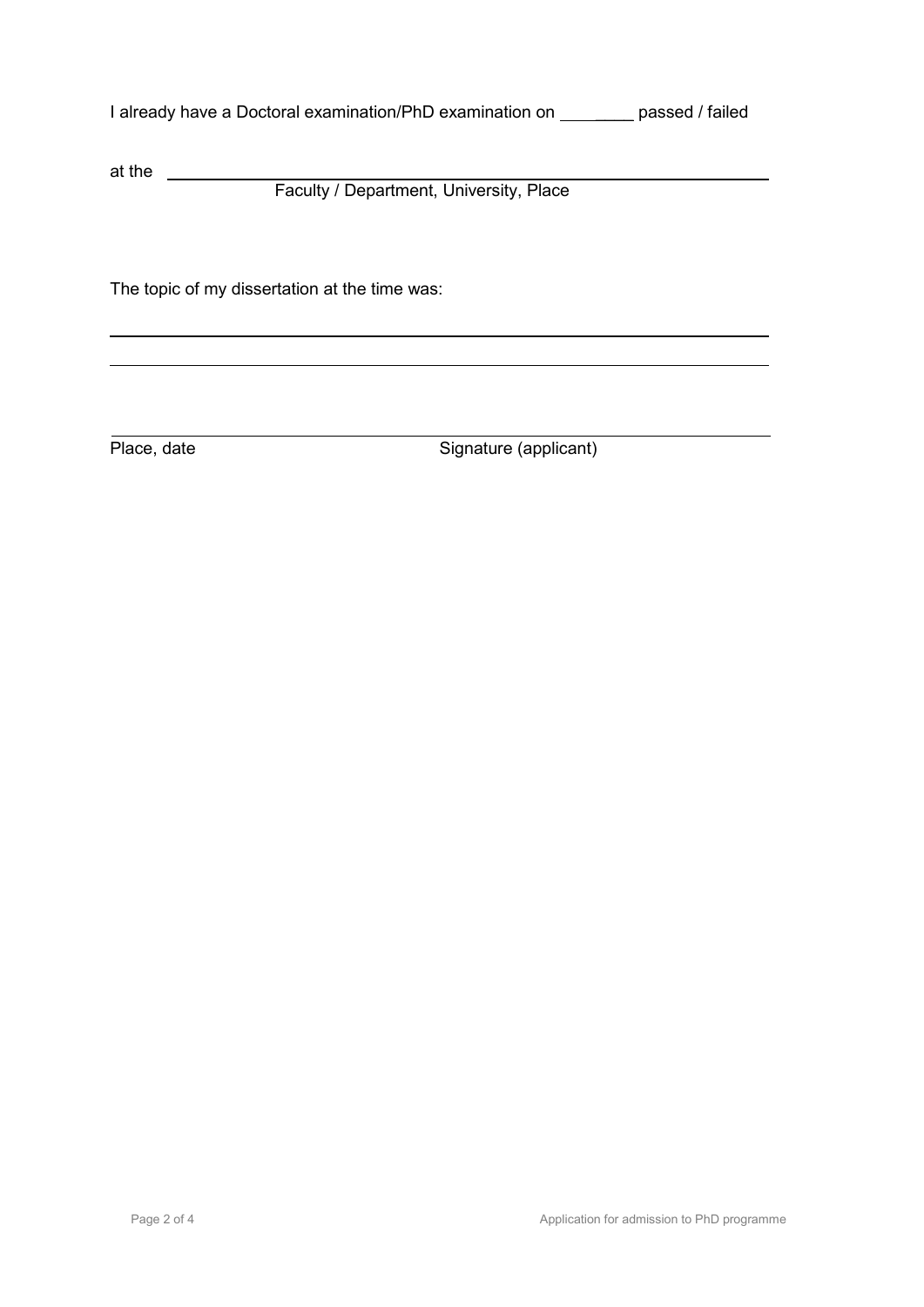I already have a Doctoral examination/PhD examination on ________ passed / failed

at the ____________________________________________________________

Faculty / Department, University, Place

The topic of my dissertation at the time was:

____________________________________________________________________

____________________________________________________________________

____________________________________________________________________

Place, date                                        Signature (applicant)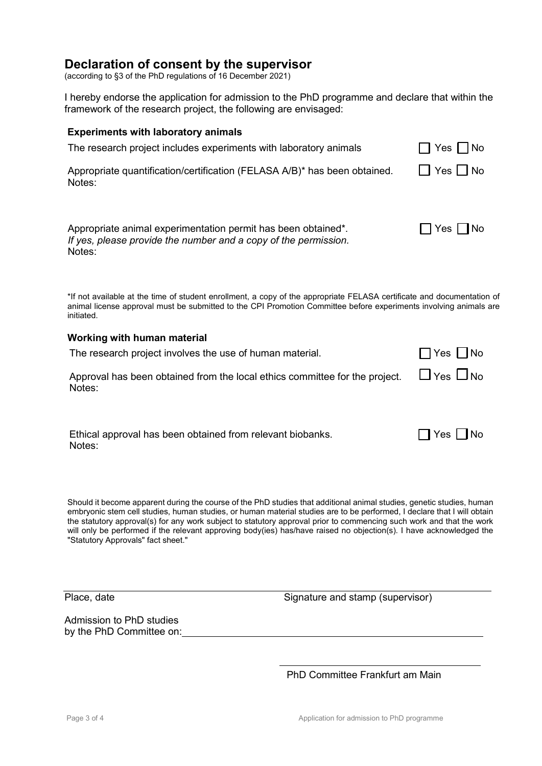## Declaration of consent by the supervisor

(according to §3 of the PhD regulations of 16 December 2021)

I hereby endorse the application for admission to the PhD programme and declare that within the framework of the research project, the following are envisaged:

### Experiments with laboratory animals

The research project includes experiments with laboratory animals ☐ Yes ☐ No

Appropriate quantification/certification (FELASA A/B)* has been obtained. ☐ Yes ☐ No
Notes:

Appropriate animal experimentation permit has been obtained*. ☐ Yes ☐ No
*If yes, please provide the number and a copy of the permission.*
Notes:

*If not available at the time of student enrollment, a copy of the appropriate FELASA certificate and documentation of animal license approval must be submitted to the CPI Promotion Committee before experiments involving animals are initiated.

### Working with human material

The research project involves the use of human material. ☐ Yes ☐ No

Approval has been obtained from the local ethics committee for the project. ☐ Yes ☐ No
Notes:

Ethical approval has been obtained from relevant biobanks. ☐ Yes ☐ No
Notes:

Should it become apparent during the course of the PhD studies that additional animal studies, genetic studies, human embryonic stem cell studies, human studies, or human material studies are to be performed, I declare that I will obtain the statutory approval(s) for any work subject to statutory approval prior to commencing such work and that the work will only be performed if the relevant approving body(ies) has/have raised no objection(s). I have acknowledged the "Statutory Approvals" fact sheet."

Place, date Signature and stamp (supervisor)

Admission to PhD studies
by the PhD Committee on: \_\_\_\_\_\_\_\_\_\_\_\_\_\_\_\_\_\_\_\_

PhD Committee Frankfurt am Main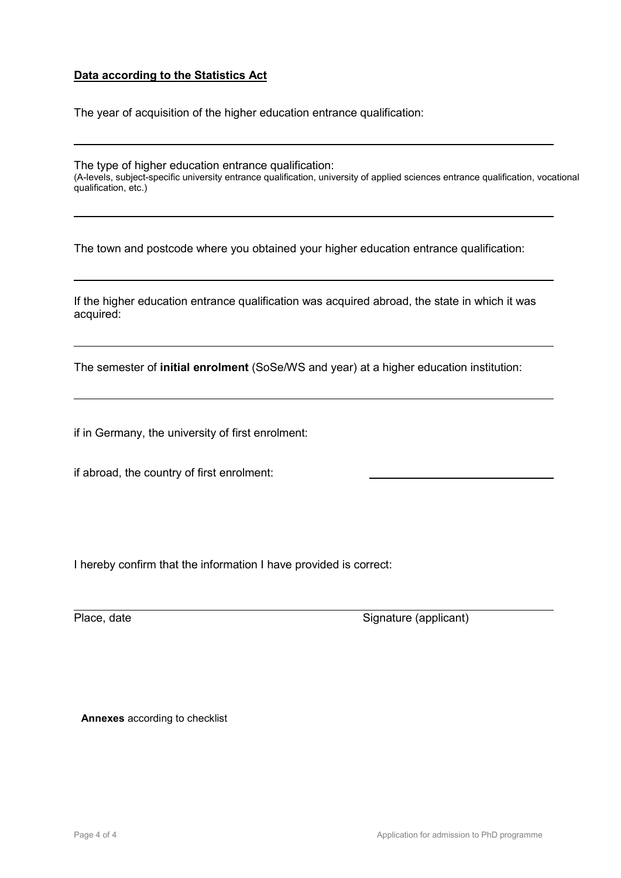## **Data according to the Statistics Act**

The year of acquisition of the higher education entrance qualification:

---

The type of higher education entrance qualification:
(A-levels, subject-specific university entrance qualification, university of applied sciences entrance qualification, vocational qualification, etc.)

---

The town and postcode where you obtained your higher education entrance qualification:

---

If the higher education entrance qualification was acquired abroad, the state in which it was acquired:

---

The semester of **initial enrolment** (SoSe/WS and year) at a higher education institution:

---

if in Germany, the university of first enrolment:

if abroad, the country of first enrolment: \_\_\_\_\_\_\_\_\_\_\_\_\_\_\_\_\_\_\_\_

I hereby confirm that the information I have provided is correct:

---

Place, date                                        Signature (applicant)

**Annexes** according to checklist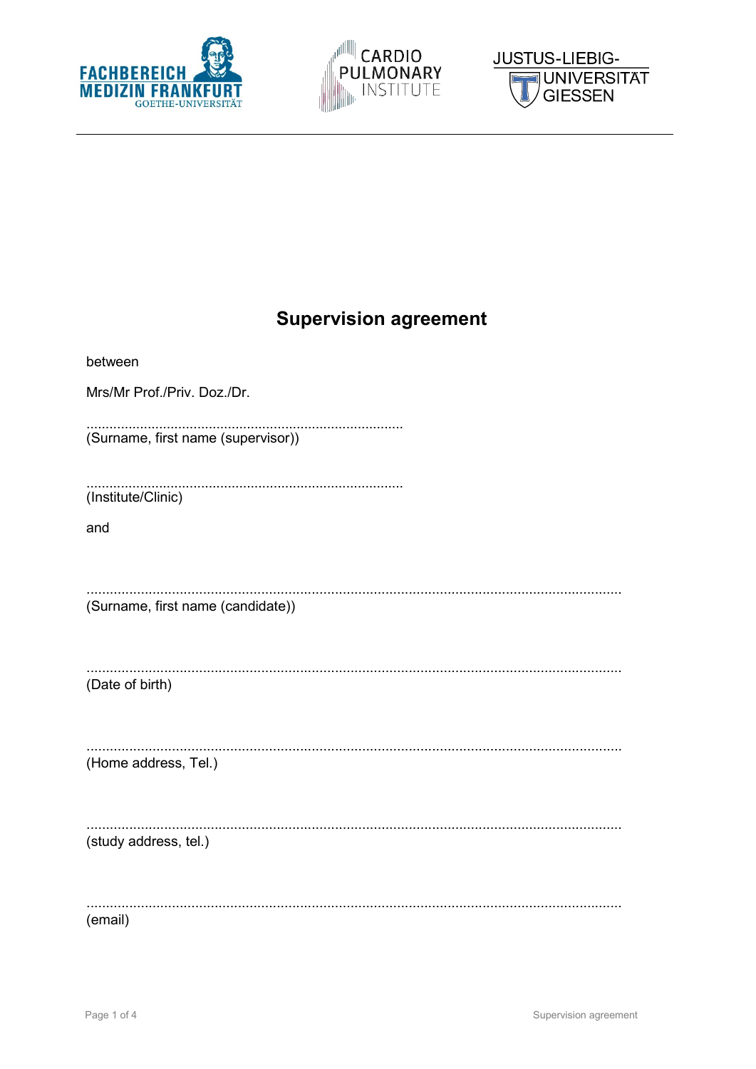# Supervision agreement

between

Mrs/Mr Prof./Priv. Doz./Dr.

...................................................................................
(Surname, first name (supervisor))

...................................................................................
(Institute/Clinic)

and

.......................................................................................................................................
(Surname, first name (candidate))

.......................................................................................................................................
(Date of birth)

.......................................................................................................................................
(Home address, Tel.)

.......................................................................................................................................
(study address, tel.)

.......................................................................................................................................
(email)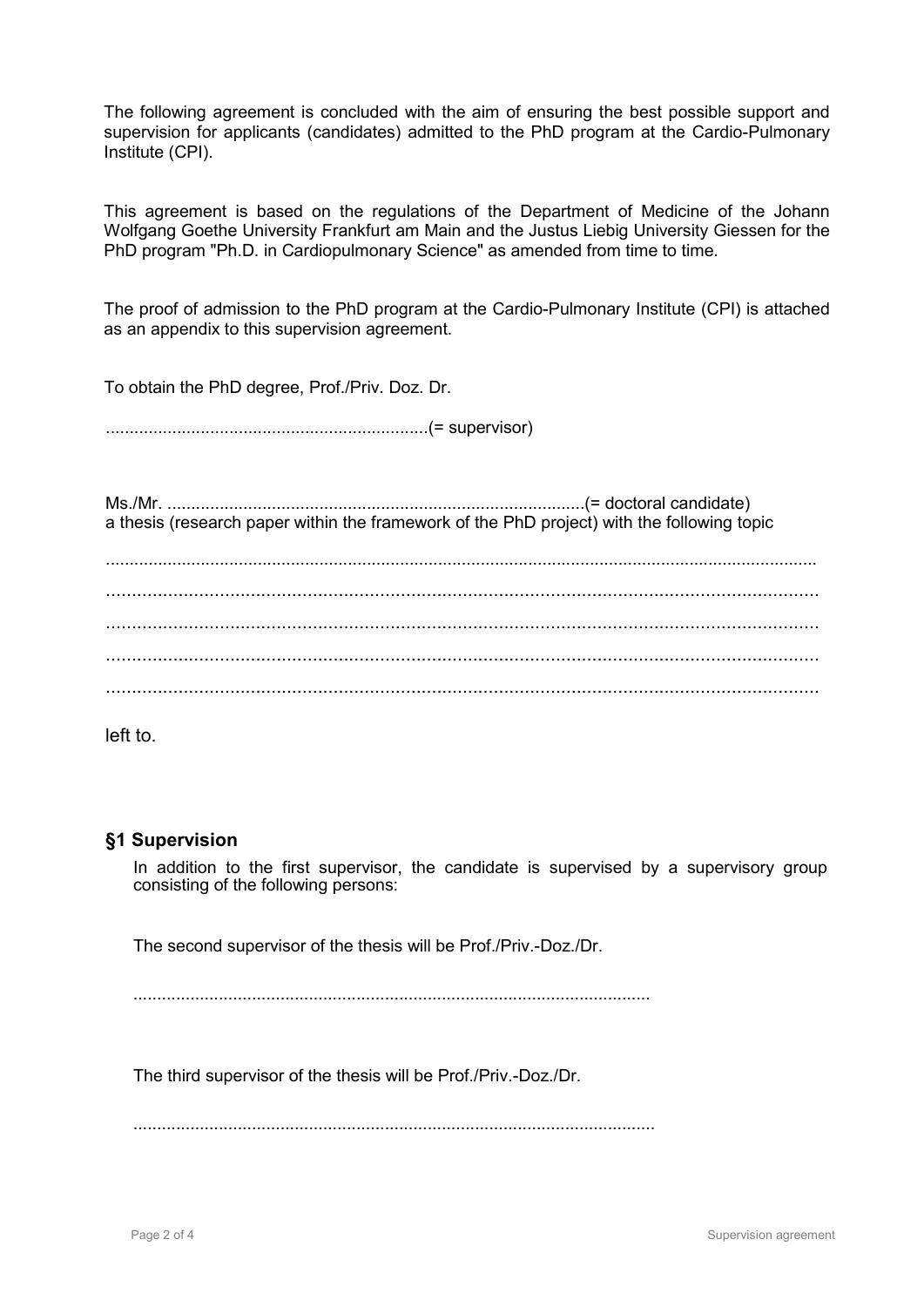The following agreement is concluded with the aim of ensuring the best possible support and supervision for applicants (candidates) admitted to the PhD program at the Cardio-Pulmonary Institute (CPI).

This agreement is based on the regulations of the Department of Medicine of the Johann Wolfgang Goethe University Frankfurt am Main and the Justus Liebig University Giessen for the PhD program "Ph.D. in Cardiopulmonary Science" as amended from time to time.

The proof of admission to the PhD program at the Cardio-Pulmonary Institute (CPI) is attached as an appendix to this supervision agreement.

To obtain the PhD degree, Prof./Priv. Doz. Dr.

...................................................................(= supervisor)

Ms./Mr. .......................................................................................(= doctoral candidate)
a thesis (research paper within the framework of the PhD project) with the following topic

..................................................................................................................................................

..................................................................................................................................................

..................................................................................................................................................

..................................................................................................................................................

..................................................................................................................................................

left to.

## §1 Supervision

In addition to the first supervisor, the candidate is supervised by a supervisory group consisting of the following persons:

The second supervisor of the thesis will be Prof./Priv.-Doz./Dr.

............................................................................................................

The third supervisor of the thesis will be Prof./Priv.-Doz./Dr.

............................................................................................................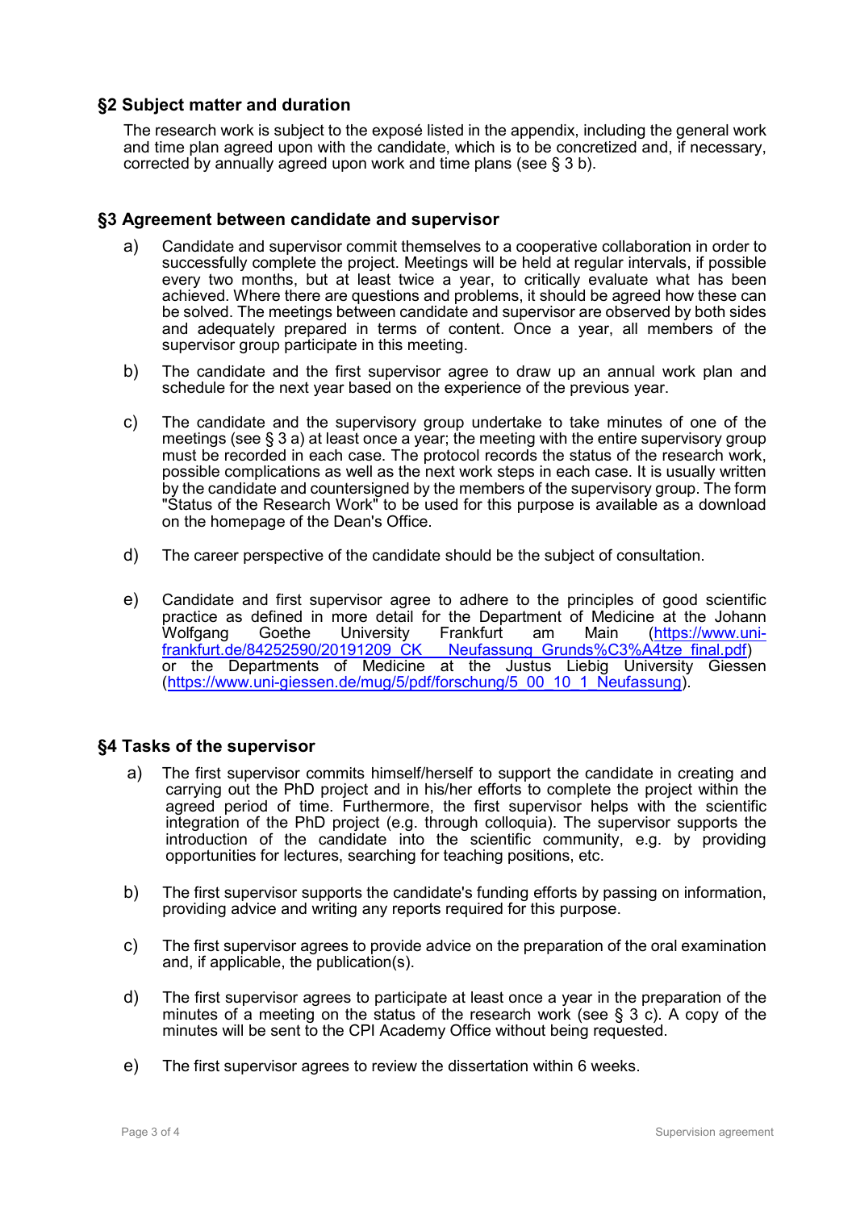## §2 Subject matter and duration

The research work is subject to the exposé listed in the appendix, including the general work and time plan agreed upon with the candidate, which is to be concretized and, if necessary, corrected by annually agreed upon work and time plans (see § 3 b).

## §3 Agreement between candidate and supervisor

a) Candidate and supervisor commit themselves to a cooperative collaboration in order to successfully complete the project. Meetings will be held at regular intervals, if possible every two months, but at least twice a year, to critically evaluate what has been achieved. Where there are questions and problems, it should be agreed how these can be solved. The meetings between candidate and supervisor are observed by both sides and adequately prepared in terms of content. Once a year, all members of the supervisor group participate in this meeting.

b) The candidate and the first supervisor agree to draw up an annual work plan and schedule for the next year based on the experience of the previous year.

c) The candidate and the supervisory group undertake to take minutes of one of the meetings (see § 3 a) at least once a year; the meeting with the entire supervisory group must be recorded in each case. The protocol records the status of the research work, possible complications as well as the next work steps in each case. It is usually written by the candidate and countersigned by the members of the supervisory group. The form "Status of the Research Work" to be used for this purpose is available as a download on the homepage of the Dean's Office.

d) The career perspective of the candidate should be the subject of consultation.

e) Candidate and first supervisor agree to adhere to the principles of good scientific practice as defined in more detail for the Department of Medicine at the Johann Wolfgang Goethe University Frankfurt am Main (https://www.uni-frankfurt.de/84252590/20191209_CK___Neufassung_Grunds%C3%A4tze_final.pdf) or the Departments of Medicine at the Justus Liebig University Giessen (https://www.uni-giessen.de/mug/5/pdf/forschung/5_00_10_1_Neufassung).

## §4 Tasks of the supervisor

a) The first supervisor commits himself/herself to support the candidate in creating and carrying out the PhD project and in his/her efforts to complete the project within the agreed period of time. Furthermore, the first supervisor helps with the scientific integration of the PhD project (e.g. through colloquia). The supervisor supports the introduction of the candidate into the scientific community, e.g. by providing opportunities for lectures, searching for teaching positions, etc.

b) The first supervisor supports the candidate's funding efforts by passing on information, providing advice and writing any reports required for this purpose.

c) The first supervisor agrees to provide advice on the preparation of the oral examination and, if applicable, the publication(s).

d) The first supervisor agrees to participate at least once a year in the preparation of the minutes of a meeting on the status of the research work (see § 3 c). A copy of the minutes will be sent to the CPI Academy Office without being requested.

e) The first supervisor agrees to review the dissertation within 6 weeks.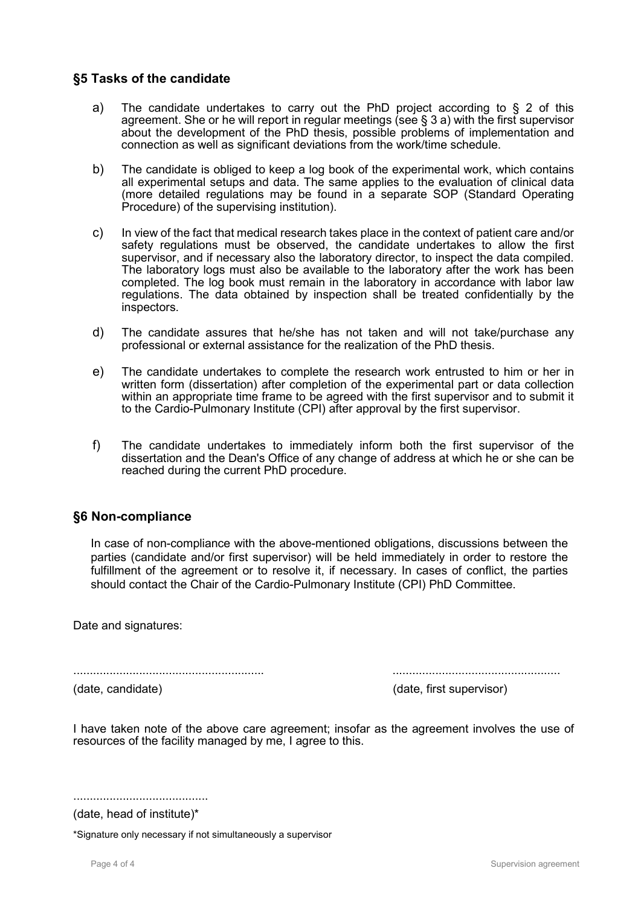## §5 Tasks of the candidate

a) The candidate undertakes to carry out the PhD project according to § 2 of this agreement. She or he will report in regular meetings (see § 3 a) with the first supervisor about the development of the PhD thesis, possible problems of implementation and connection as well as significant deviations from the work/time schedule.

b) The candidate is obliged to keep a log book of the experimental work, which contains all experimental setups and data. The same applies to the evaluation of clinical data (more detailed regulations may be found in a separate SOP (Standard Operating Procedure) of the supervising institution).

c) In view of the fact that medical research takes place in the context of patient care and/or safety regulations must be observed, the candidate undertakes to allow the first supervisor, and if necessary also the laboratory director, to inspect the data compiled. The laboratory logs must also be available to the laboratory after the work has been completed. The log book must remain in the laboratory in accordance with labor law regulations. The data obtained by inspection shall be treated confidentially by the inspectors.

d) The candidate assures that he/she has not taken and will not take/purchase any professional or external assistance for the realization of the PhD thesis.

e) The candidate undertakes to complete the research work entrusted to him or her in written form (dissertation) after completion of the experimental part or data collection within an appropriate time frame to be agreed with the first supervisor and to submit it to the Cardio-Pulmonary Institute (CPI) after approval by the first supervisor.

f) The candidate undertakes to immediately inform both the first supervisor of the dissertation and the Dean's Office of any change of address at which he or she can be reached during the current PhD procedure.

## §6 Non-compliance

In case of non-compliance with the above-mentioned obligations, discussions between the parties (candidate and/or first supervisor) will be held immediately in order to restore the fulfillment of the agreement or to resolve it, if necessary. In cases of conflict, the parties should contact the Chair of the Cardio-Pulmonary Institute (CPI) PhD Committee.

Date and signatures:

.........................................................    ...................................................

(date, candidate)    (date, first supervisor)

I have taken note of the above care agreement; insofar as the agreement involves the use of resources of the facility managed by me, I agree to this.

.........................................

(date, head of institute)*

*Signature only necessary if not simultaneously a supervisor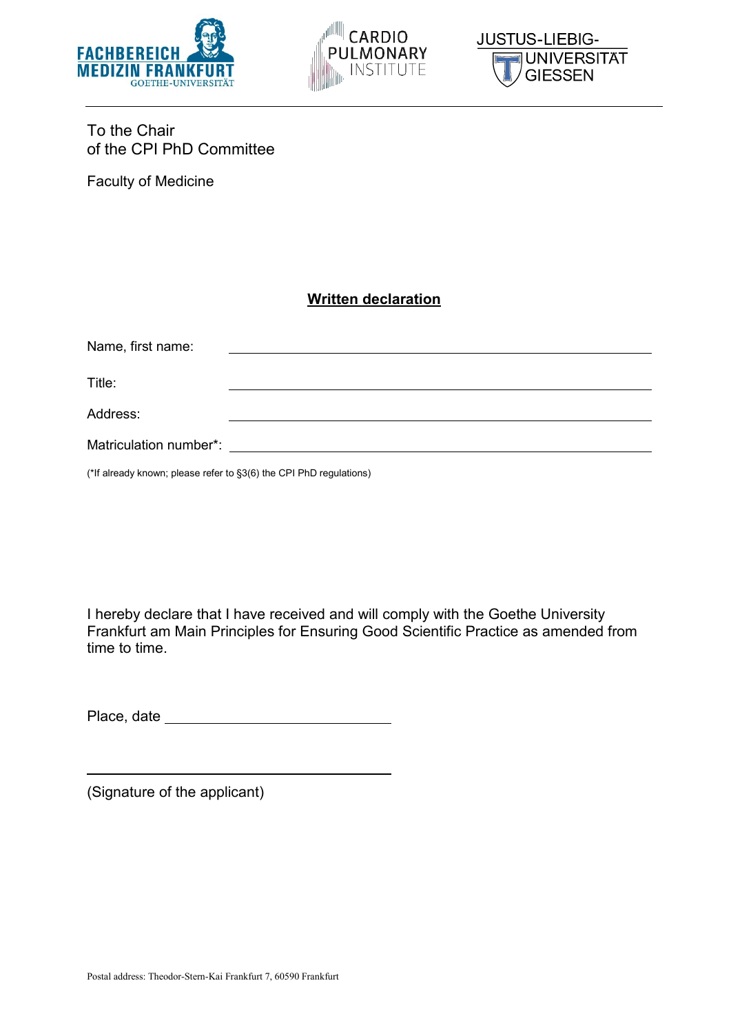FACHBEREICH MEDIZIN FRANKFURT
GOETHE-UNIVERSITÄT

CARDIO PULMONARY INSTITUTE

JUSTUS-LIEBIG-UNIVERSITÄT GIESSEN

To the Chair
of the CPI PhD Committee

Faculty of Medicine

## Written declaration

Name, first name: ______________________________

Title: ______________________________

Address: ______________________________

Matriculation number*: ______________________________

(*If already known; please refer to §3(6) the CPI PhD regulations)

I hereby declare that I have received and will comply with the Goethe University Frankfurt am Main Principles for Ensuring Good Scientific Practice as amended from time to time.

Place, date ______________________________

______________________________
(Signature of the applicant)

Postal address: Theodor-Stern-Kai Frankfurt 7, 60590 Frankfurt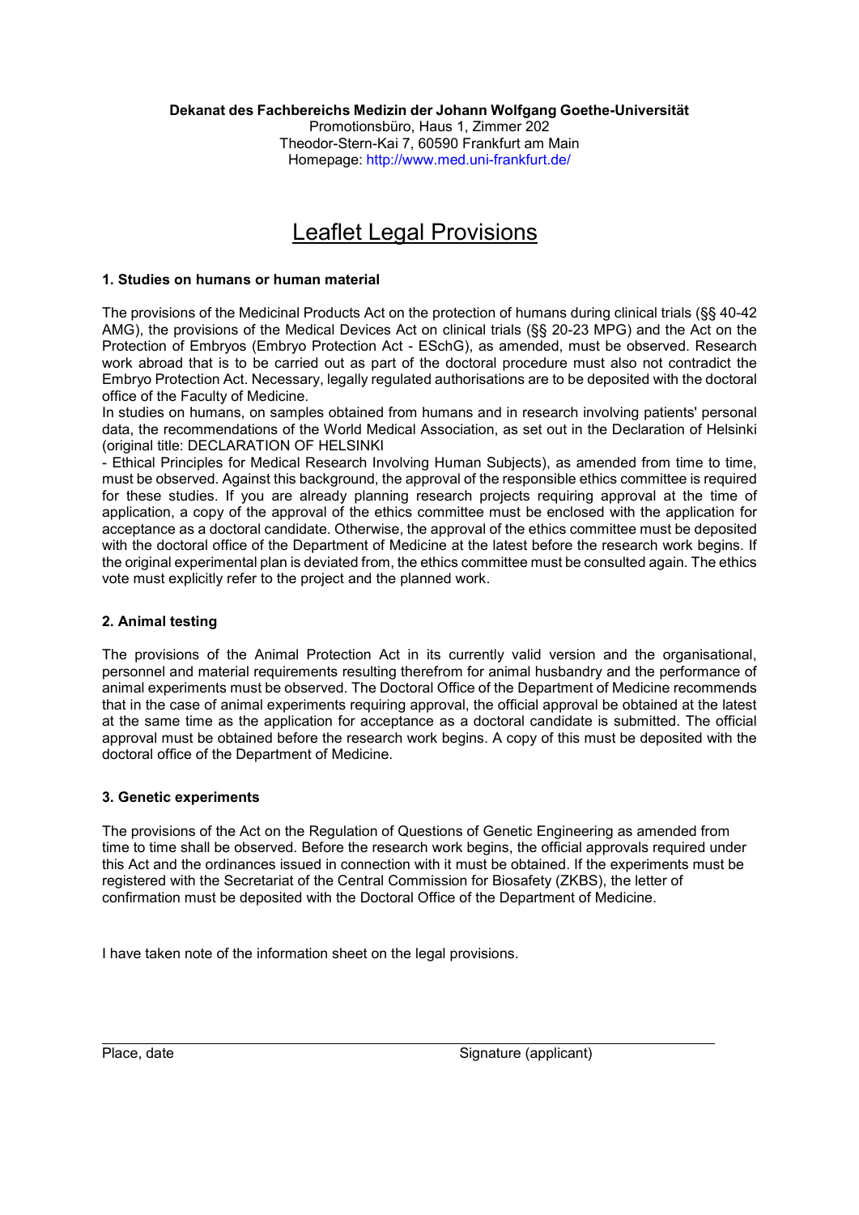**Dekanat des Fachbereichs Medizin der Johann Wolfgang Goethe-Universität**
Promotionsbüro, Haus 1, Zimmer 202
Theodor-Stern-Kai 7, 60590 Frankfurt am Main
Homepage: http://www.med.uni-frankfurt.de/

# Leaflet Legal Provisions

### 1. Studies on humans or human material

The provisions of the Medicinal Products Act on the protection of humans during clinical trials (§§ 40-42 AMG), the provisions of the Medical Devices Act on clinical trials (§§ 20-23 MPG) and the Act on the Protection of Embryos (Embryo Protection Act - ESchG), as amended, must be observed. Research work abroad that is to be carried out as part of the doctoral procedure must also not contradict the Embryo Protection Act. Necessary, legally regulated authorisations are to be deposited with the doctoral office of the Faculty of Medicine.

In studies on humans, on samples obtained from humans and in research involving patients' personal data, the recommendations of the World Medical Association, as set out in the Declaration of Helsinki (original title: DECLARATION OF HELSINKI
- Ethical Principles for Medical Research Involving Human Subjects), as amended from time to time, must be observed. Against this background, the approval of the responsible ethics committee is required for these studies. If you are already planning research projects requiring approval at the time of application, a copy of the approval of the ethics committee must be enclosed with the application for acceptance as a doctoral candidate. Otherwise, the approval of the ethics committee must be deposited with the doctoral office of the Department of Medicine at the latest before the research work begins. If the original experimental plan is deviated from, the ethics committee must be consulted again. The ethics vote must explicitly refer to the project and the planned work.

### 2. Animal testing

The provisions of the Animal Protection Act in its currently valid version and the organisational, personnel and material requirements resulting therefrom for animal husbandry and the performance of animal experiments must be observed. The Doctoral Office of the Department of Medicine recommends that in the case of animal experiments requiring approval, the official approval be obtained at the latest at the same time as the application for acceptance as a doctoral candidate is submitted. The official approval must be obtained before the research work begins. A copy of this must be deposited with the doctoral office of the Department of Medicine.

### 3. Genetic experiments

The provisions of the Act on the Regulation of Questions of Genetic Engineering as amended from time to time shall be observed. Before the research work begins, the official approvals required under this Act and the ordinances issued in connection with it must be obtained. If the experiments must be registered with the Secretariat of the Central Commission for Biosafety (ZKBS), the letter of confirmation must be deposited with the Doctoral Office of the Department of Medicine.

I have taken note of the information sheet on the legal provisions.

Place, date                                                            Signature (applicant)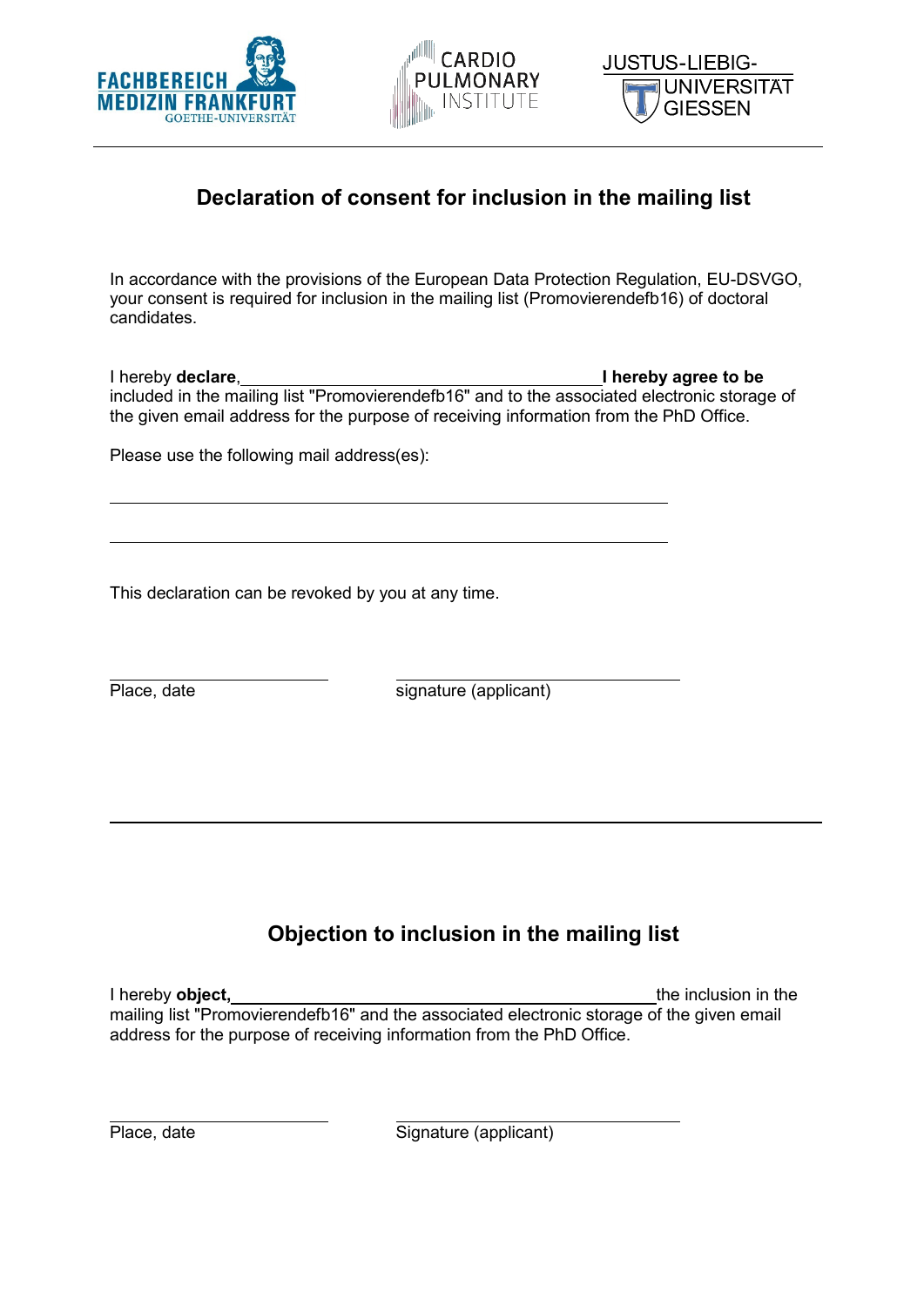FACHBEREICH MEDIZIN FRANKFURT GOETHE-UNIVERSITÄT | CARDIO PULMONARY INSTITUTE | JUSTUS-LIEBIG-UNIVERSITÄT GIESSEN

---

## Declaration of consent for inclusion in the mailing list

In accordance with the provisions of the European Data Protection Regulation, EU-DSVGO, your consent is required for inclusion in the mailing list (Promovierendefb16) of doctoral candidates.

I hereby **declare**,________________________________________ **I hereby agree to be** included in the mailing list "Promovierendefb16" and to the associated electronic storage of the given email address for the purpose of receiving information from the PhD Office.

Please use the following mail address(es):

______________________________________________________________

______________________________________________________________

This declaration can be revoked by you at any time.

| ________________________ | ________________________________ |
|---|---|
| Place, date | signature (applicant) |

---

## Objection to inclusion in the mailing list

I hereby **object,**________________________________________ the inclusion in the mailing list "Promovierendefb16" and the associated electronic storage of the given email address for the purpose of receiving information from the PhD Office.

| ________________________ | ________________________________ |
|---|---|
| Place, date | Signature (applicant) |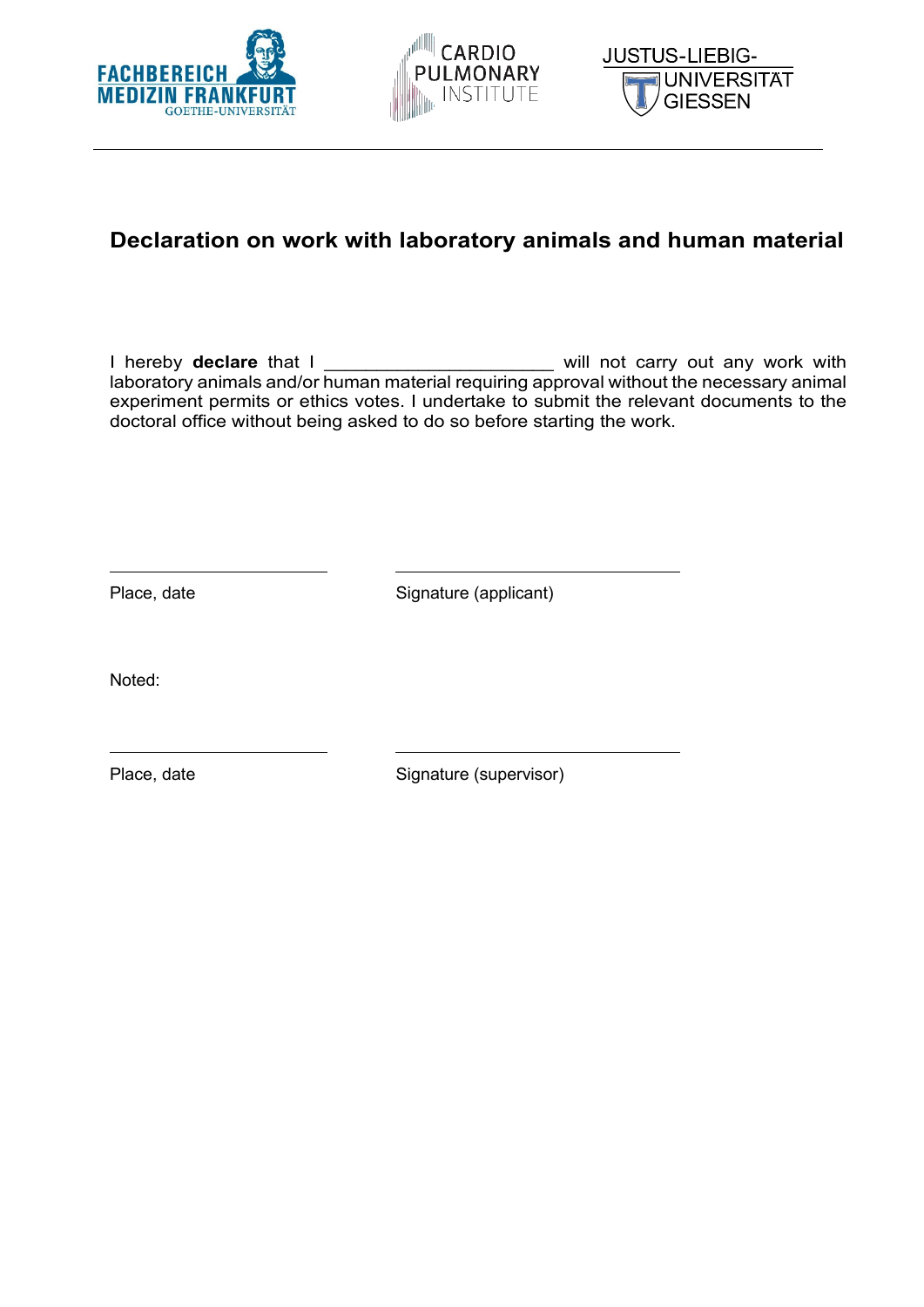# Declaration on work with laboratory animals and human material

I hereby **declare** that I ______________________ will not carry out any work with laboratory animals and/or human material requiring approval without the necessary animal experiment permits or ethics votes. I undertake to submit the relevant documents to the doctoral office without being asked to do so before starting the work.

_____________________ _____________________

Place, date Signature (applicant)

Noted:

_____________________ _____________________

Place, date Signature (supervisor)